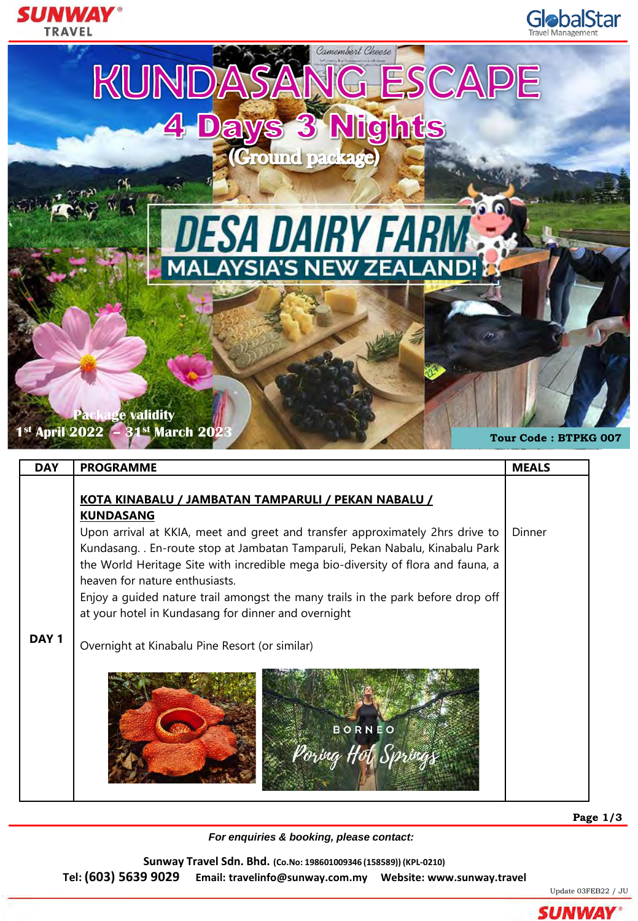# KUNDASANG ESCAPE

## 4 Days 3 Nights

**(Ground package)**

## DESA DAIRY FARM

**MALAYSIA'S NEW ZEALAND!**

**Package validity**
**1st April 2022 – 31st March 2023**

**Tour Code : BTPKG 007**

| DAY | PROGRAMME | MEALS |
|---|---|---|
| DAY 1 | **KOTA KINABALU / JAMBATAN TAMPARULI / PEKAN NABALU / KUNDASANG**<br>Upon arrival at KKIA, meet and greet and transfer approximately 2hrs drive to Kundasang. . En-route stop at Jambatan Tamparuli, Pekan Nabalu, Kinabalu Park the World Heritage Site with incredible mega bio-diversity of flora and fauna, a heaven for nature enthusiasts.<br>Enjoy a guided nature trail amongst the many trails in the park before drop off at your hotel in Kundasang for dinner and overnight<br><br>Overnight at Kinabalu Pine Resort (or similar) | Dinner |

*For enquiries & booking, please contact:*

**Sunway Travel Sdn. Bhd.** (Co.No: 198601009346 (158589)) (KPL-0210)
**Tel: (603) 5639 9029   Email: travelinfo@sunway.com.my   Website: www.sunway.travel**

Update 03FEB22 / JU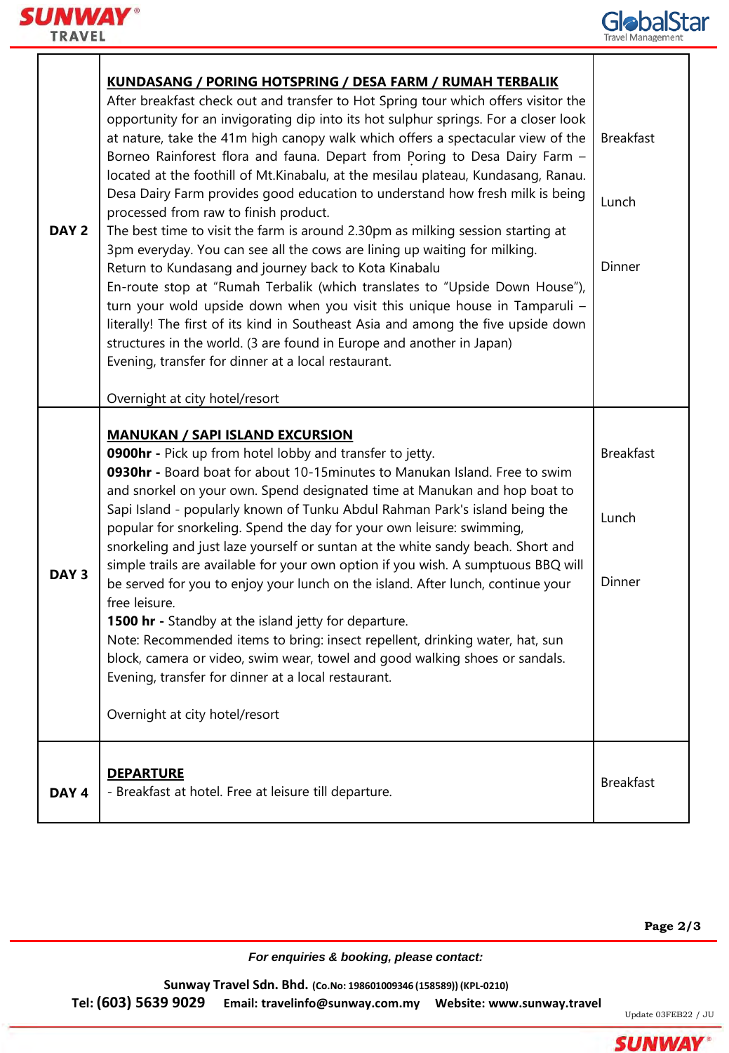| | | |
|---|---|---|
| **DAY 2** | **KUNDASANG / PORING HOTSPRING / DESA FARM / RUMAH TERBALIK**<br>After breakfast check out and transfer to Hot Spring tour which offers visitor the opportunity for an invigorating dip into its hot sulphur springs. For a closer look at nature, take the 41m high canopy walk which offers a spectacular view of the Borneo Rainforest flora and fauna. Depart from Poring to Desa Dairy Farm – located at the foothill of Mt.Kinabalu, at the mesilau plateau, Kundasang, Ranau. Desa Dairy Farm provides good education to understand how fresh milk is being processed from raw to finish product.<br>The best time to visit the farm is around 2.30pm as milking session starting at 3pm everyday. You can see all the cows are lining up waiting for milking.<br>Return to Kundasang and journey back to Kota Kinabalu<br>En-route stop at "Rumah Terbalik (which translates to "Upside Down House"), turn your wold upside down when you visit this unique house in Tamparuli – literally! The first of its kind in Southeast Asia and among the five upside down structures in the world. (3 are found in Europe and another in Japan)<br>Evening, transfer for dinner at a local restaurant.<br><br>Overnight at city hotel/resort | Breakfast<br><br>Lunch<br><br>Dinner |
| **DAY 3** | **MANUKAN / SAPI ISLAND EXCURSION**<br>**0900hr -** Pick up from hotel lobby and transfer to jetty.<br>**0930hr -** Board boat for about 10-15minutes to Manukan Island. Free to swim and snorkel on your own. Spend designated time at Manukan and hop boat to Sapi Island - popularly known of Tunku Abdul Rahman Park's island being the popular for snorkeling. Spend the day for your own leisure: swimming, snorkeling and just laze yourself or suntan at the white sandy beach. Short and simple trails are available for your own option if you wish. A sumptuous BBQ will be served for you to enjoy your lunch on the island. After lunch, continue your free leisure.<br>**1500 hr -** Standby at the island jetty for departure.<br>Note: Recommended items to bring: insect repellent, drinking water, hat, sun block, camera or video, swim wear, towel and good walking shoes or sandals.<br>Evening, transfer for dinner at a local restaurant.<br><br>Overnight at city hotel/resort | Breakfast<br><br>Lunch<br><br>Dinner |
| **DAY 4** | **DEPARTURE**<br>- Breakfast at hotel. Free at leisure till departure. | Breakfast |

*For enquiries & booking, please contact:*

**Sunway Travel Sdn. Bhd.** **(Co.No: 198601009346 (158589)) (KPL-0210)**
**Tel: (603) 5639 9029** **Email: travelinfo@sunway.com.my** **Website: www.sunway.travel**

Update 03FEB22 / JU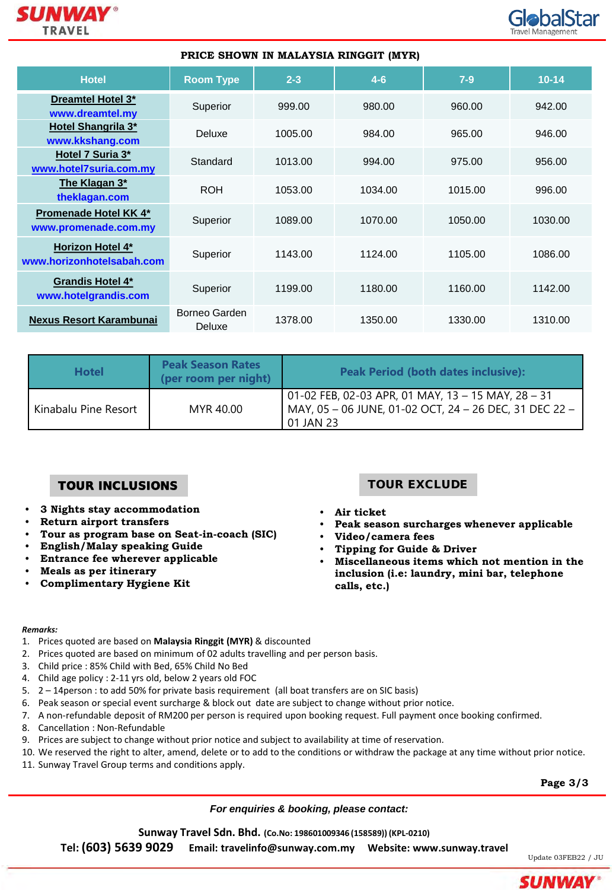**PRICE SHOWN IN MALAYSIA RINGGIT (MYR)**

| Hotel | Room Type | 2-3 | 4-6 | 7-9 | 10-14 |
|---|---|---|---|---|---|
| Dreamtel Hotel 3* www.dreamtel.my | Superior | 999.00 | 980.00 | 960.00 | 942.00 |
| Hotel Shangrila 3* www.kkshang.com | Deluxe | 1005.00 | 984.00 | 965.00 | 946.00 |
| Hotel 7 Suria 3* www.hotel7suria.com.my | Standard | 1013.00 | 994.00 | 975.00 | 956.00 |
| The Klagan 3* theklagan.com | ROH | 1053.00 | 1034.00 | 1015.00 | 996.00 |
| Promenade Hotel KK 4* www.promenade.com.my | Superior | 1089.00 | 1070.00 | 1050.00 | 1030.00 |
| Horizon Hotel 4* www.horizonhotelsabah.com | Superior | 1143.00 | 1124.00 | 1105.00 | 1086.00 |
| Grandis Hotel 4* www.hotelgrandis.com | Superior | 1199.00 | 1180.00 | 1160.00 | 1142.00 |
| Nexus Resort Karambunai | Borneo Garden Deluxe | 1378.00 | 1350.00 | 1330.00 | 1310.00 |

| Hotel | Peak Season Rates (per room per night) | Peak Period (both dates inclusive): |
|---|---|---|
| Kinabalu Pine Resort | MYR 40.00 | 01-02 FEB, 02-03 APR, 01 MAY, 13 – 15 MAY, 28 – 31 MAY, 05 – 06 JUNE, 01-02 OCT, 24 – 26 DEC, 31 DEC 22 – 01 JAN 23 |

## TOUR INCLUSIONS

- **3 Nights stay accommodation**
- **Return airport transfers**
- **Tour as program base on Seat-in-coach (SIC)**
- **English/Malay speaking Guide**
- **Entrance fee wherever applicable**
- **Meals as per itinerary**
- **Complimentary Hygiene Kit**

## TOUR EXCLUDE

- **Air ticket**
- **Peak season surcharges whenever applicable**
- **Video/camera fees**
- **Tipping for Guide & Driver**
- **Miscellaneous items which not mention in the inclusion (i.e: laundry, mini bar, telephone calls, etc.)**

***Remarks:***

1. Prices quoted are based on **Malaysia Ringgit (MYR)** & discounted
2. Prices quoted are based on minimum of 02 adults travelling and per person basis.
3. Child price : 85% Child with Bed, 65% Child No Bed
4. Child age policy : 2-11 yrs old, below 2 years old FOC
5. 2 – 14person : to add 50% for private basis requirement (all boat transfers are on SIC basis)
6. Peak season or special event surcharge & block out date are subject to change without prior notice.
7. A non-refundable deposit of RM200 per person is required upon booking request. Full payment once booking confirmed.
8. Cancellation : Non-Refundable
9. Prices are subject to change without prior notice and subject to availability at time of reservation.
10. We reserved the right to alter, amend, delete or to add to the conditions or withdraw the package at any time without prior notice.
11. Sunway Travel Group terms and conditions apply.

***For enquiries & booking, please contact:***

**Sunway Travel Sdn. Bhd. (Co.No: 198601009346 (158589)) (KPL-0210)**
**Tel: (603) 5639 9029  Email: travelinfo@sunway.com.my  Website: www.sunway.travel**

Update 03FEB22 / JU